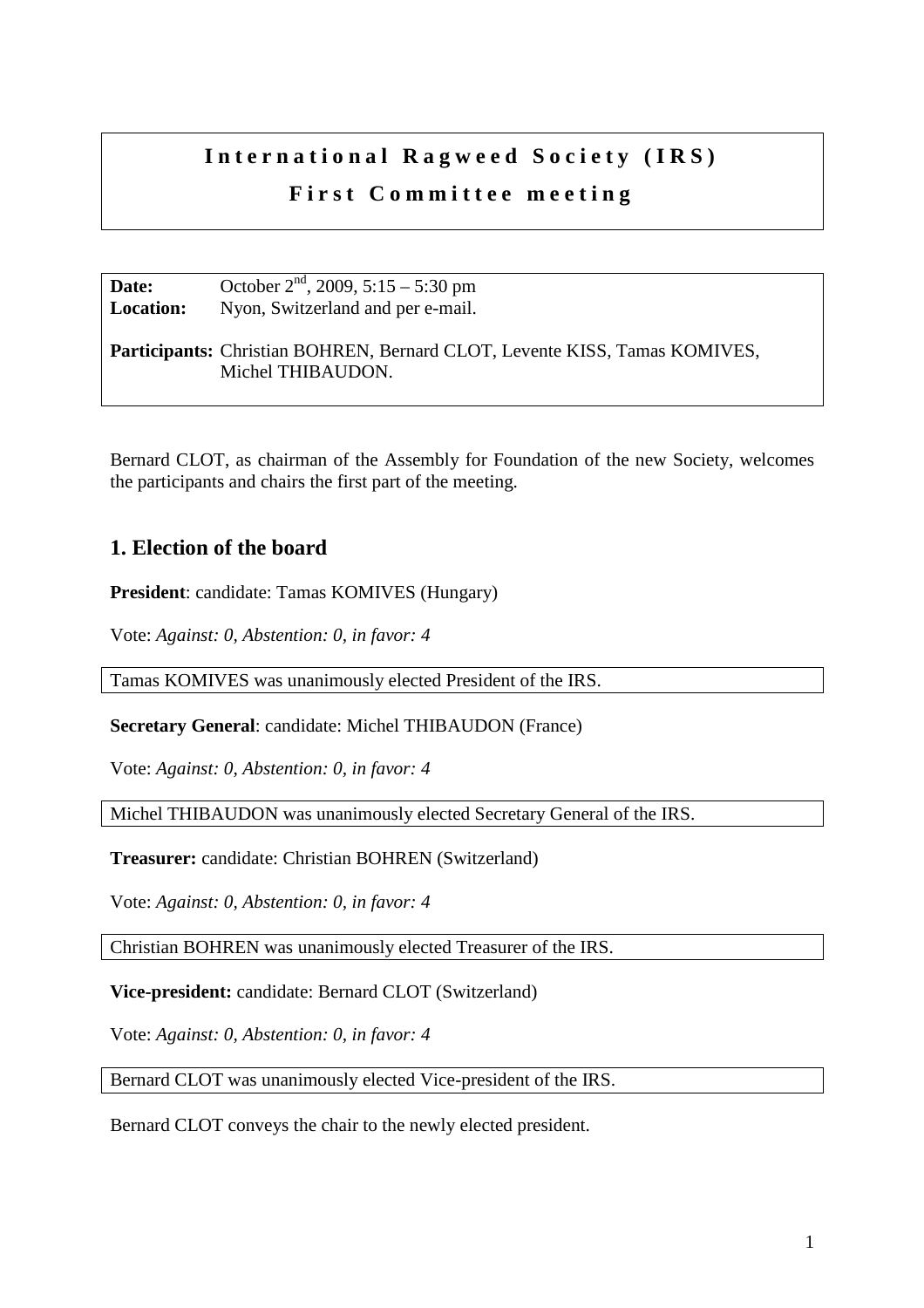# International Ragweed Society (IRS)

## First Committee meeting

**Date:** October 2[nd], 2009, 5:15 – 5:30 pm
**Location:** Nyon, Switzerland and per e-mail.

**Participants:** Christian BOHREN, Bernard CLOT, Levente KISS, Tamas KOMIVES, Michel THIBAUDON.

Bernard CLOT, as chairman of the Assembly for Foundation of the new Society, welcomes the participants and chairs the first part of the meeting.

## 1. Election of the board

**President**: candidate: Tamas KOMIVES (Hungary)

Vote: *Against: 0, Abstention: 0, in favor: 4*

Tamas KOMIVES was unanimously elected President of the IRS.

**Secretary General**: candidate: Michel THIBAUDON (France)

Vote: *Against: 0, Abstention: 0, in favor: 4*

Michel THIBAUDON was unanimously elected Secretary General of the IRS.

**Treasurer:** candidate: Christian BOHREN (Switzerland)

Vote: *Against: 0, Abstention: 0, in favor: 4*

Christian BOHREN was unanimously elected Treasurer of the IRS.

**Vice-president:** candidate: Bernard CLOT (Switzerland)

Vote: *Against: 0, Abstention: 0, in favor: 4*

Bernard CLOT was unanimously elected Vice-president of the IRS.

Bernard CLOT conveys the chair to the newly elected president.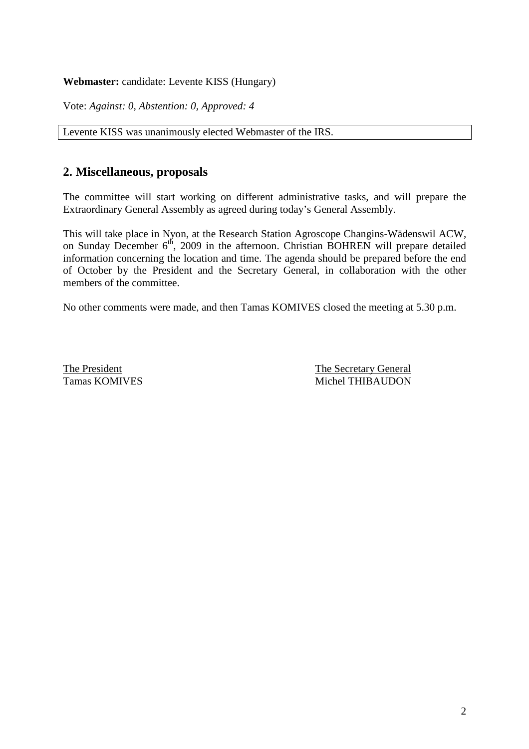**Webmaster:** candidate: Levente KISS (Hungary)

Vote: *Against: 0, Abstention: 0, Approved: 4*

| Levente KISS was unanimously elected Webmaster of the IRS. |
| --- |

## 2. Miscellaneous, proposals

The committee will start working on different administrative tasks, and will prepare the Extraordinary General Assembly as agreed during today's General Assembly.

This will take place in Nyon, at the Research Station Agroscope Changins-Wädenswil ACW, on Sunday December 6th, 2009 in the afternoon. Christian BOHREN will prepare detailed information concerning the location and time. The agenda should be prepared before the end of October by the President and the Secretary General, in collaboration with the other members of the committee.

No other comments were made, and then Tamas KOMIVES closed the meeting at 5.30 p.m.

The President
Tamas KOMIVES

The Secretary General
Michel THIBAUDON